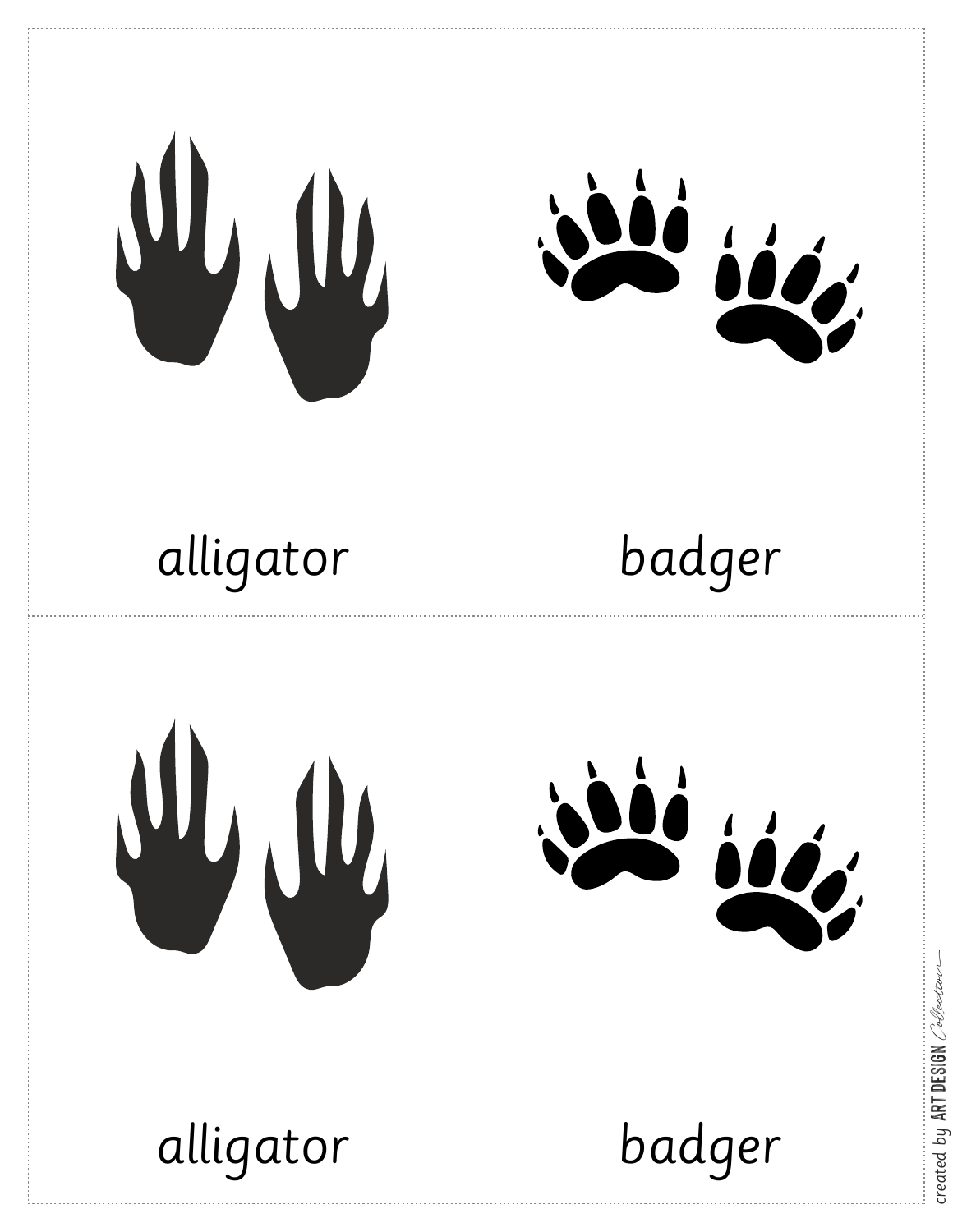alligator

badger

alligator

badger

created by ART DESIGN Collection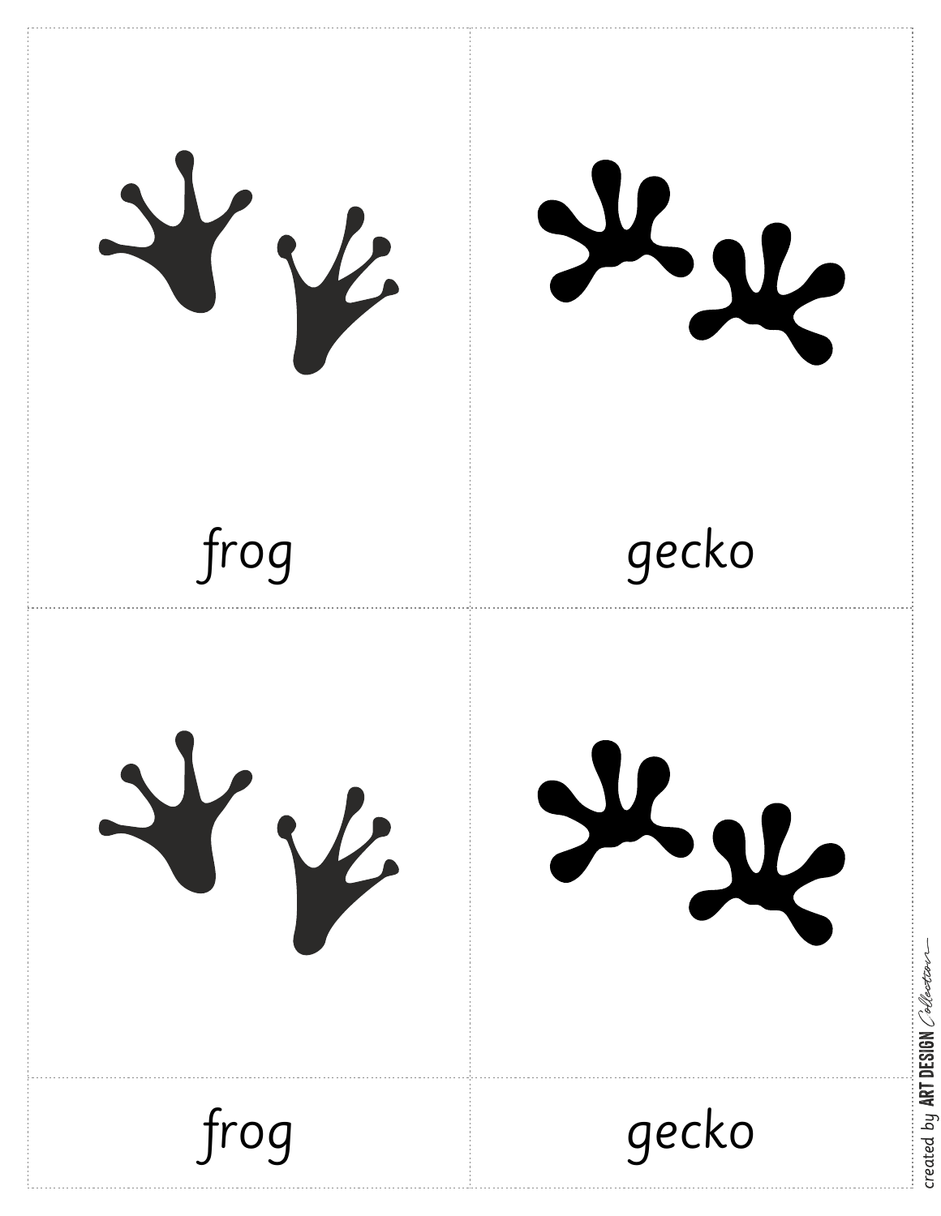frog

gecko

frog

gecko

created by ART DESIGN Collection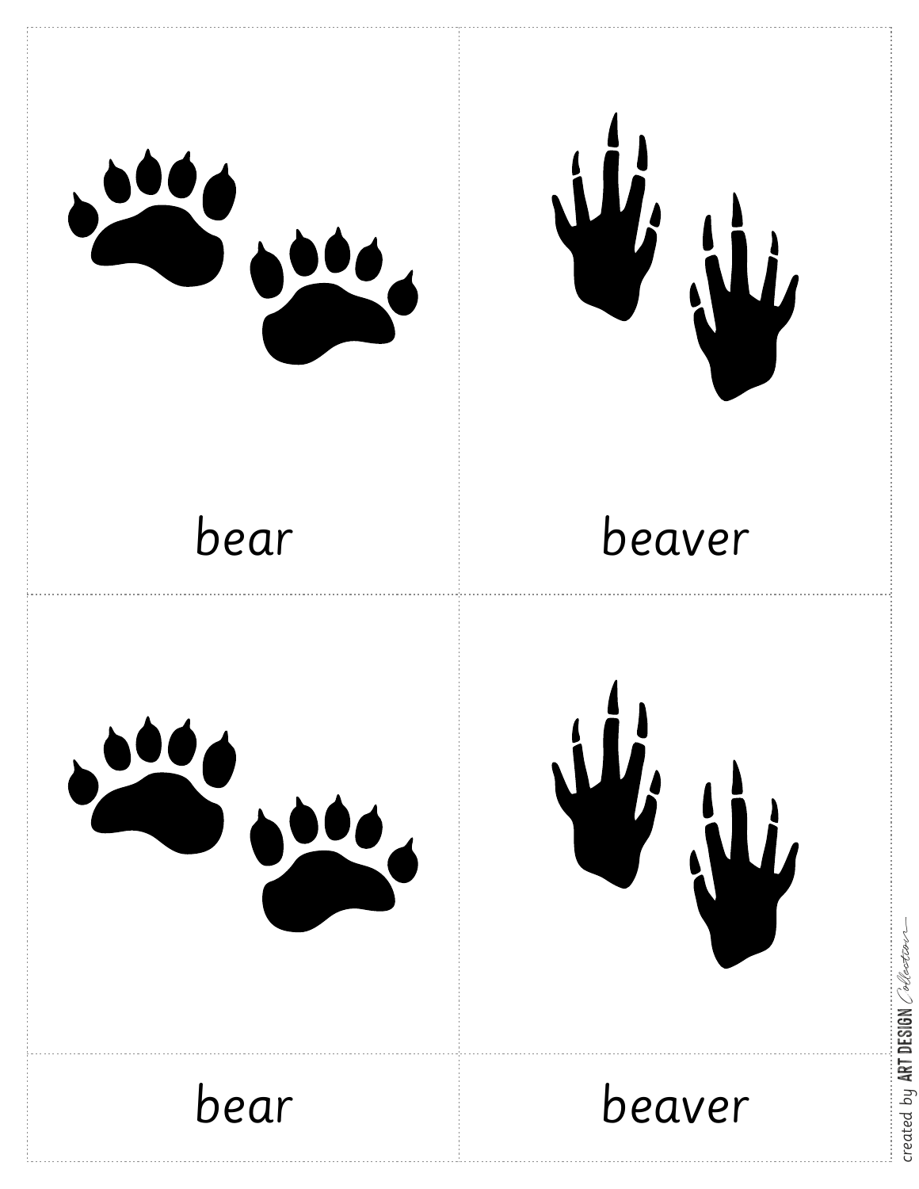bear

beaver

bear

beaver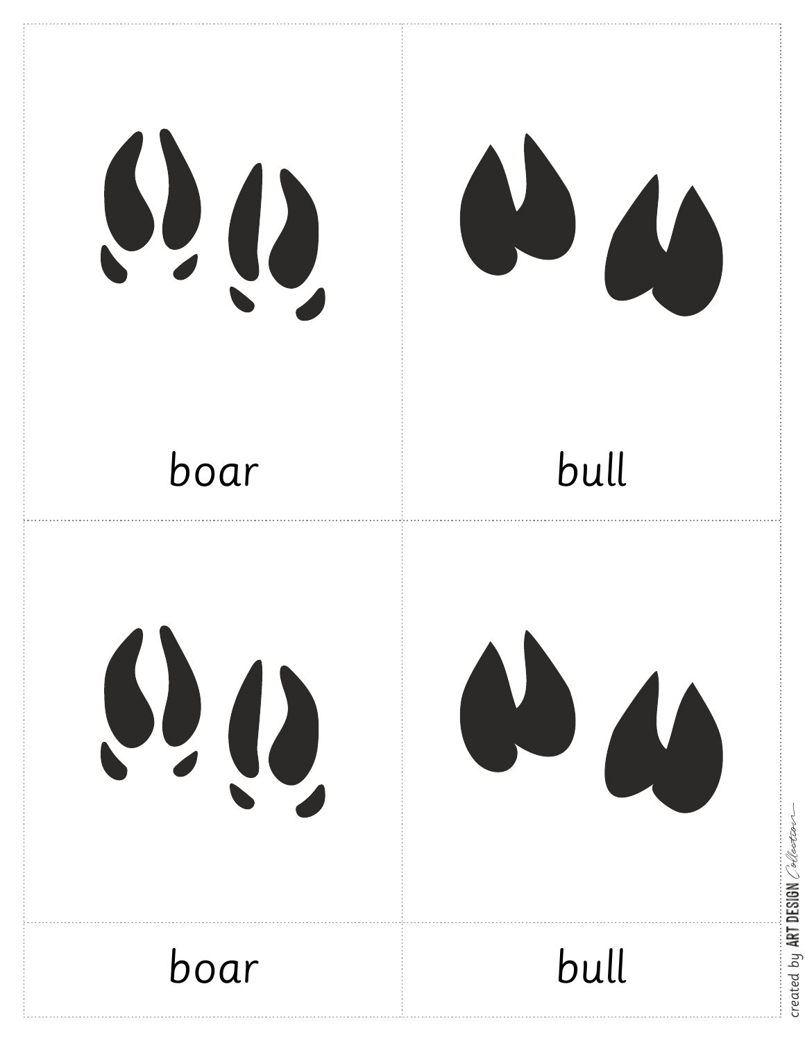boar

bull

boar

bull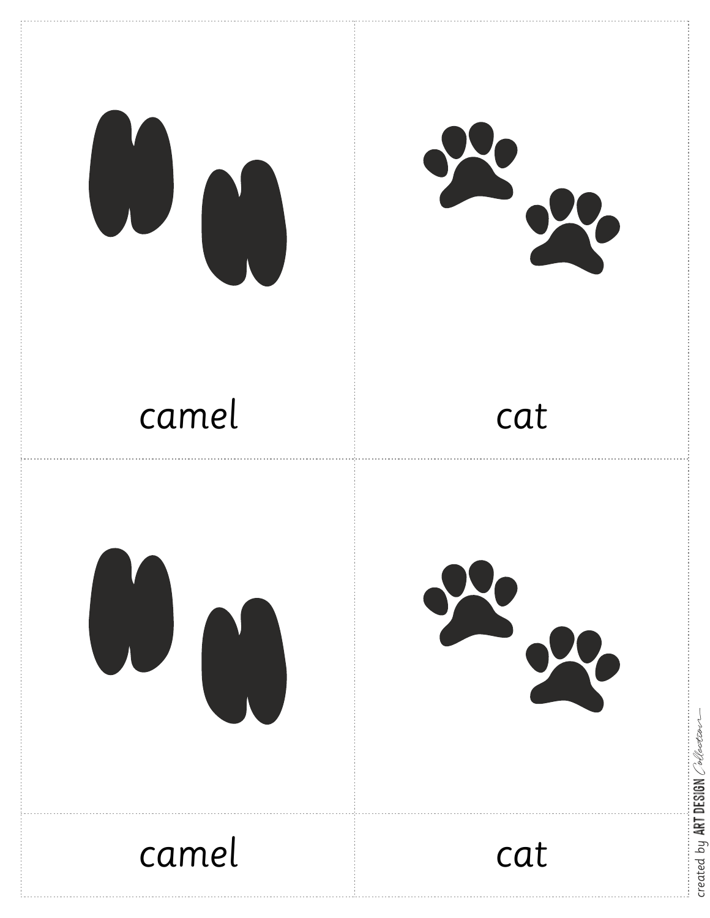camel

cat

camel

cat

created by ART DESIGN Collection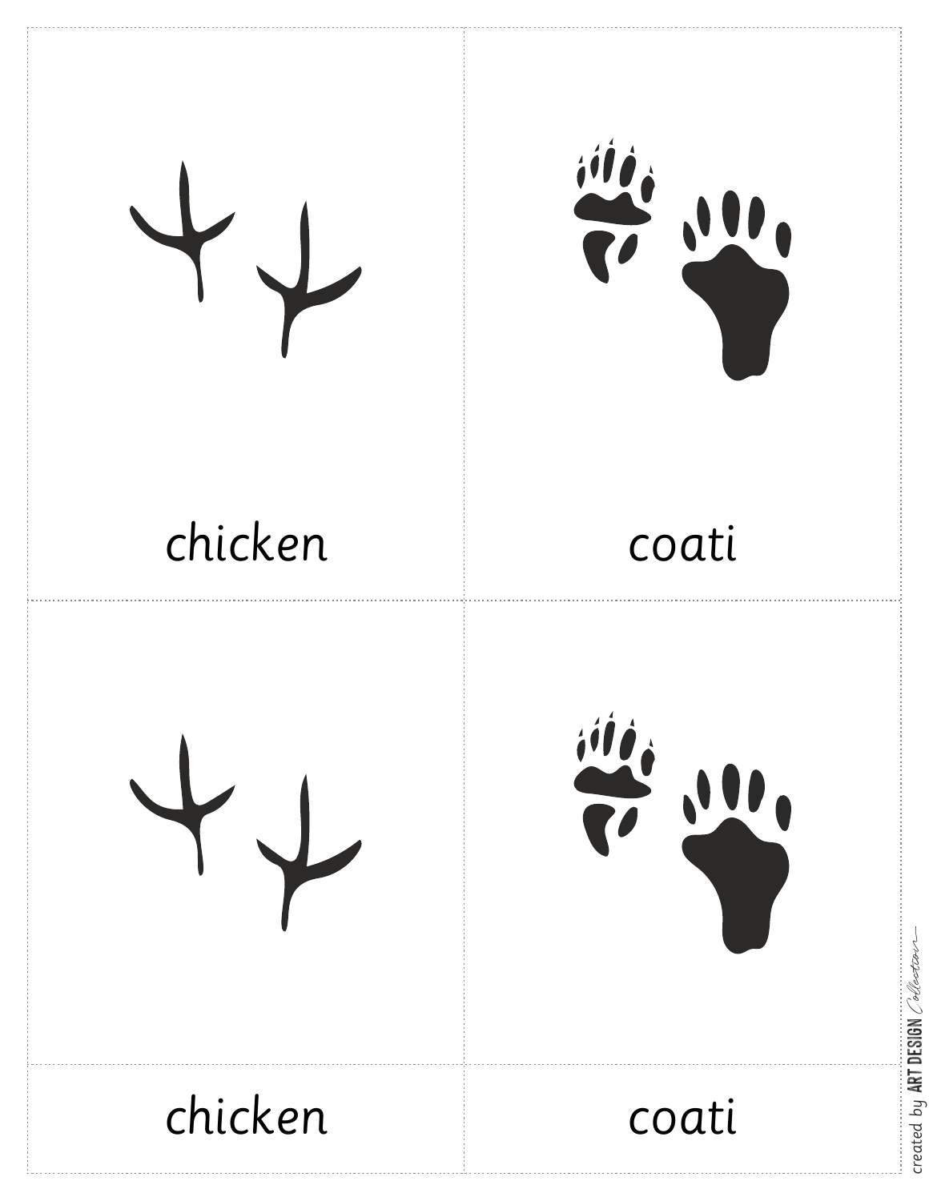chicken

coati

chicken

coati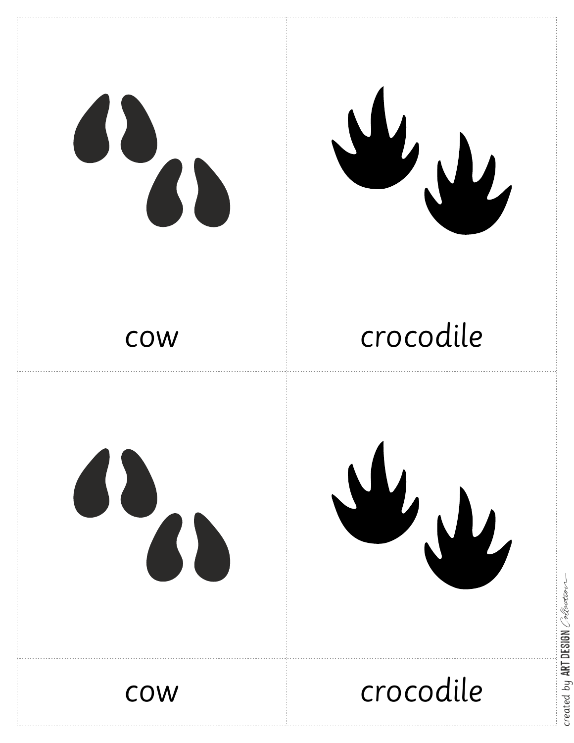cow

crocodile

cow

crocodile

cow

crocodile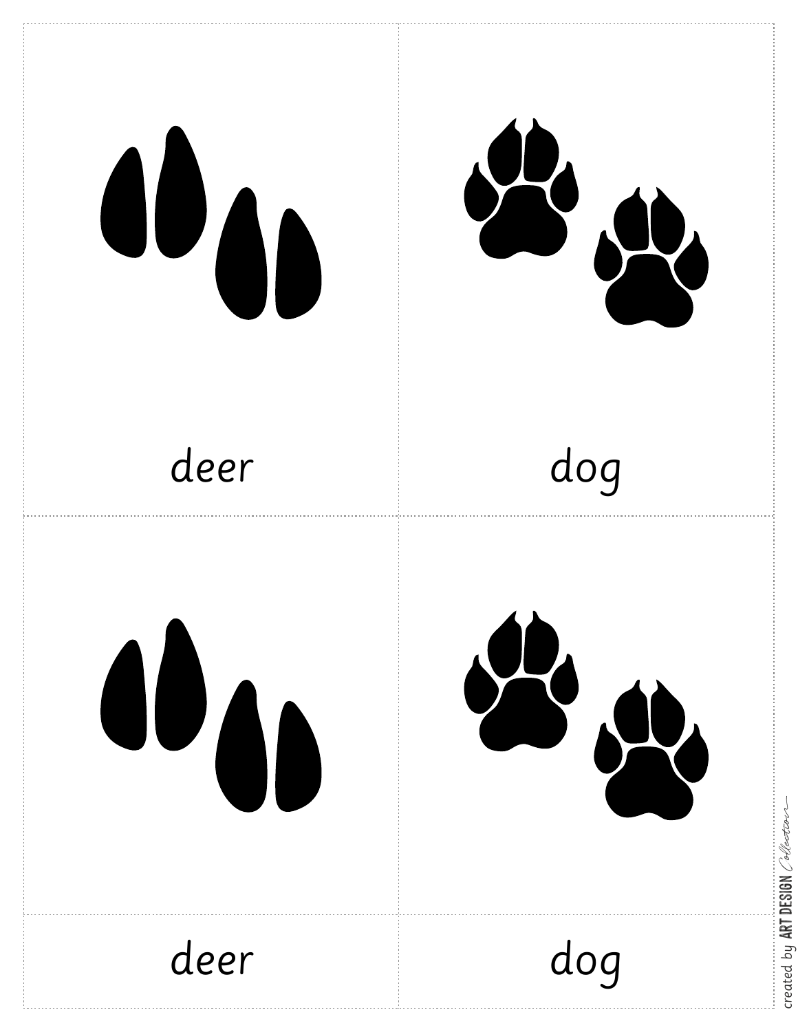deer

dog

deer

dog

deer

dog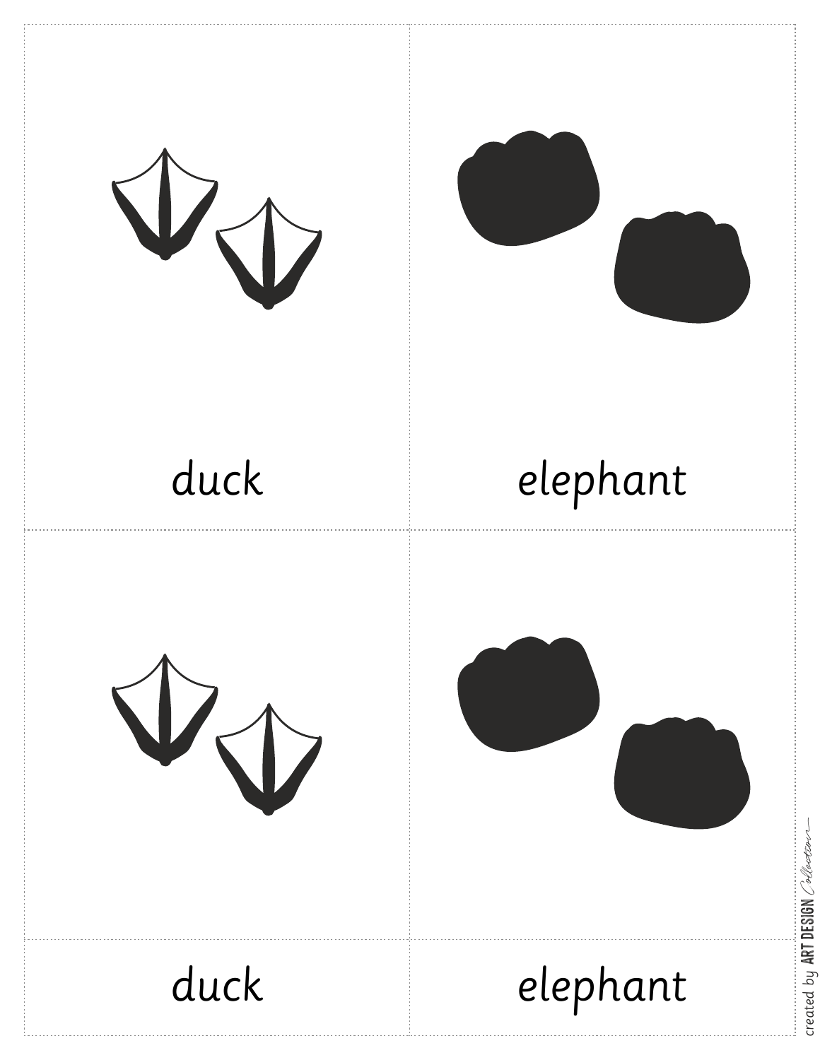duck

elephant

duck

elephant

duck

elephant

created by ART DESIGN Collection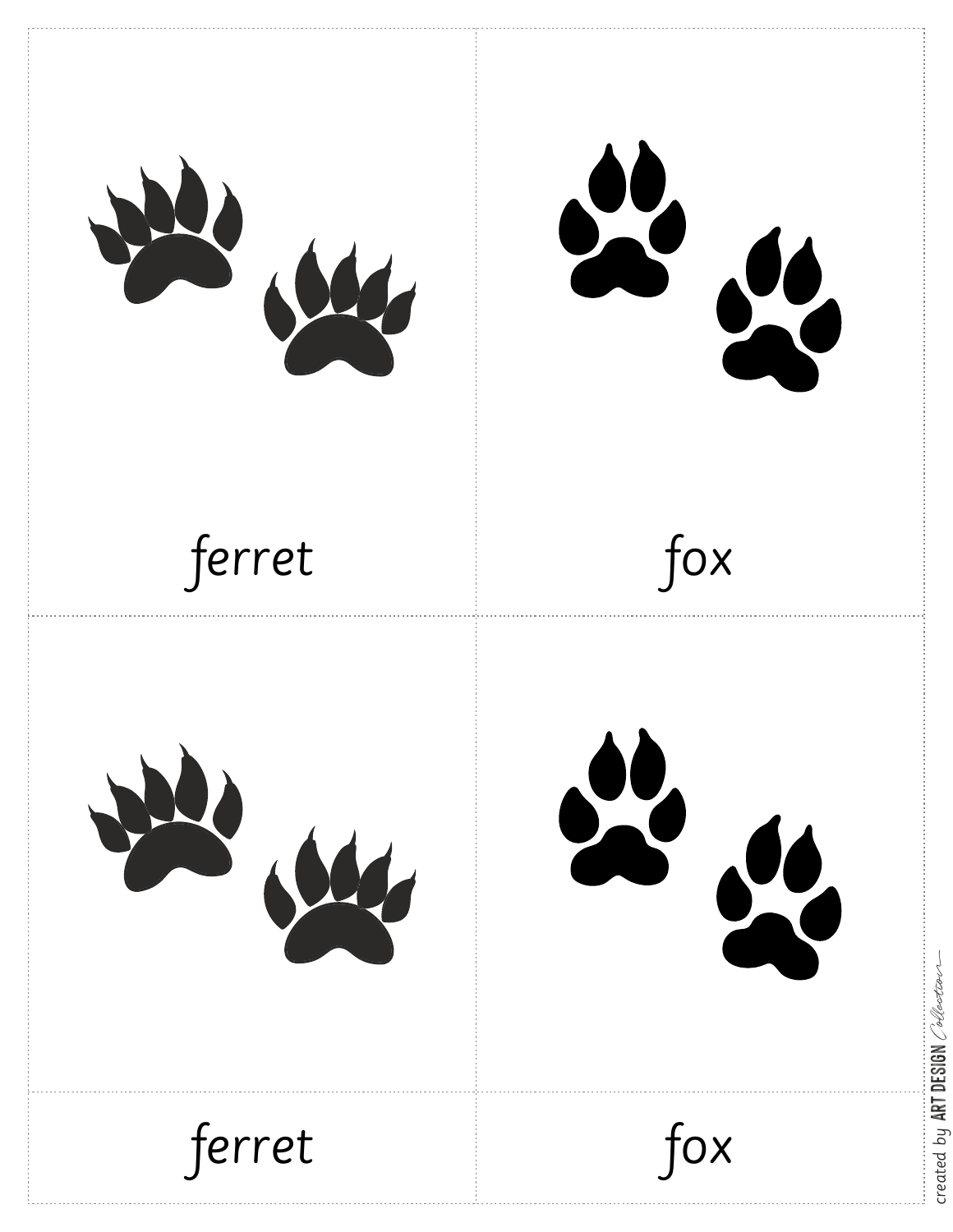ferret

fox

ferret

fox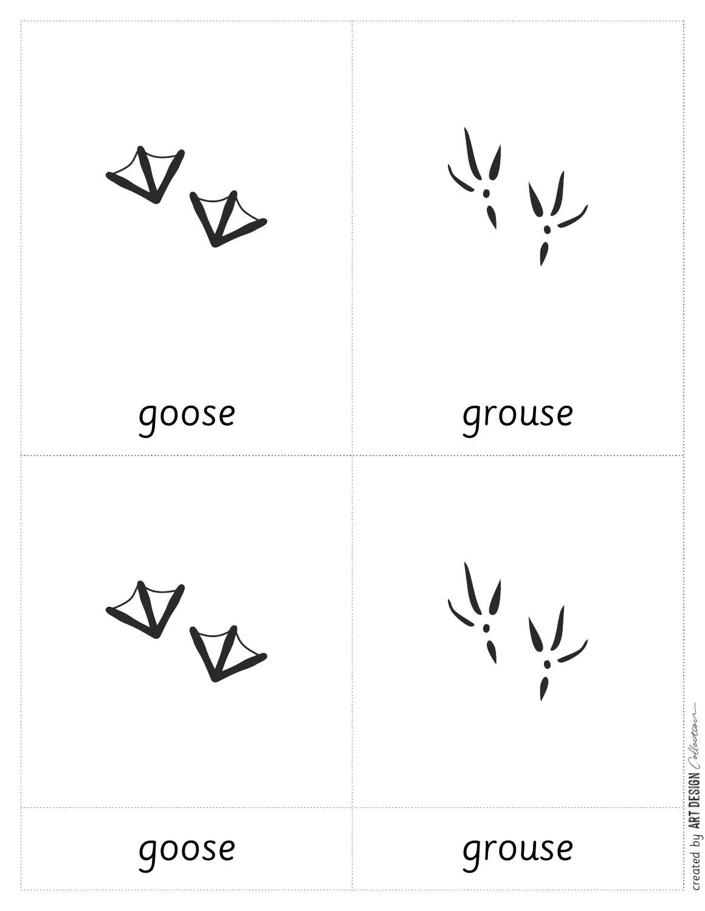goose

grouse

goose

grouse

goose

grouse

created by ART DESIGN Collection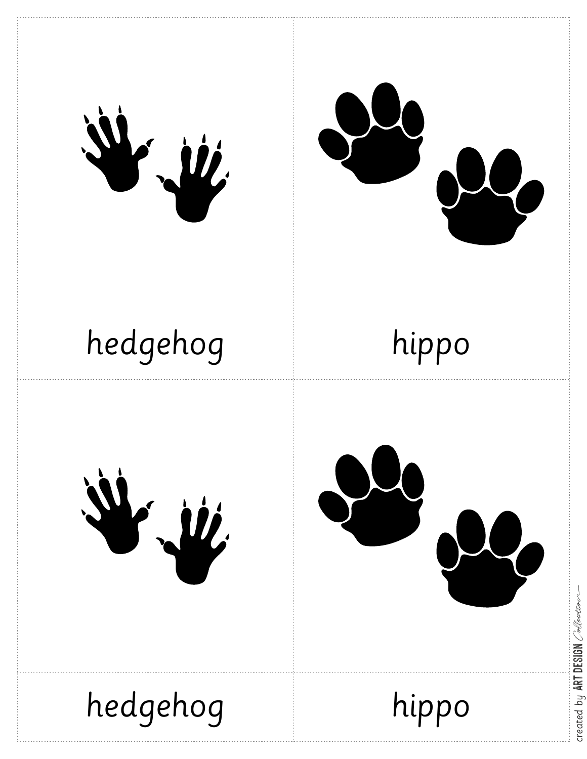hedgehog

hippo

hedgehog

hippo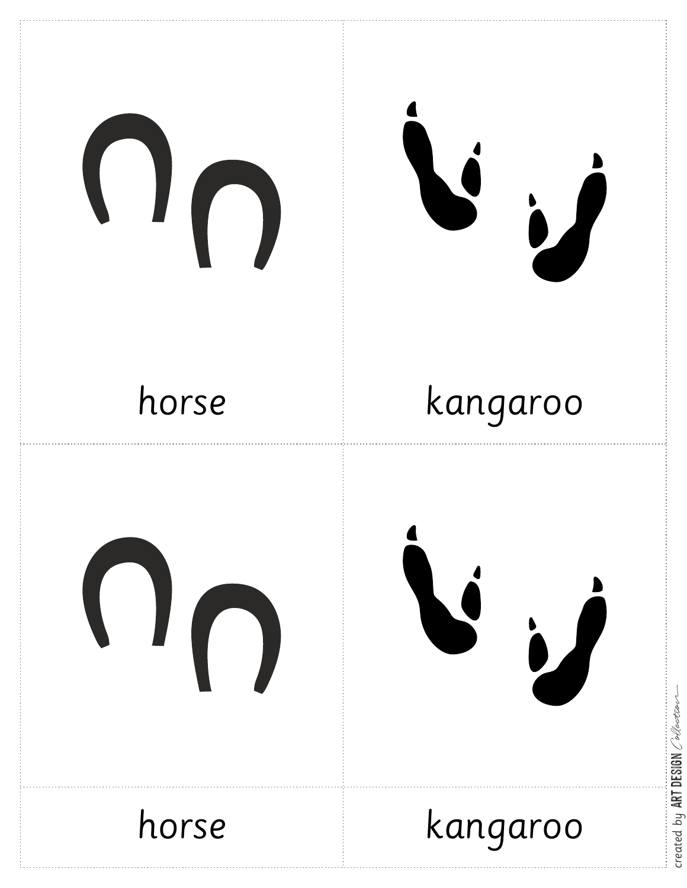horse

kangaroo

horse

kangaroo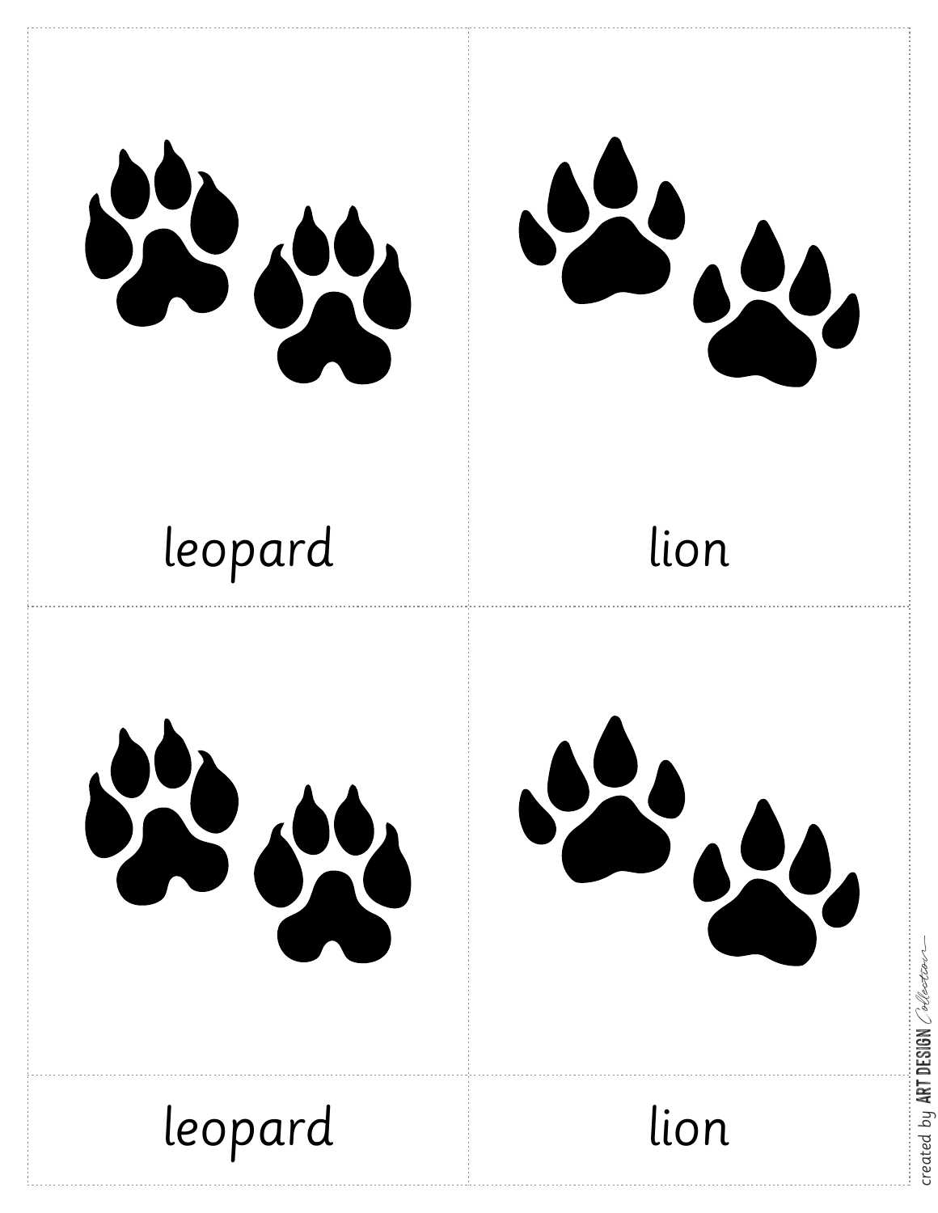leopard

lion

leopard

lion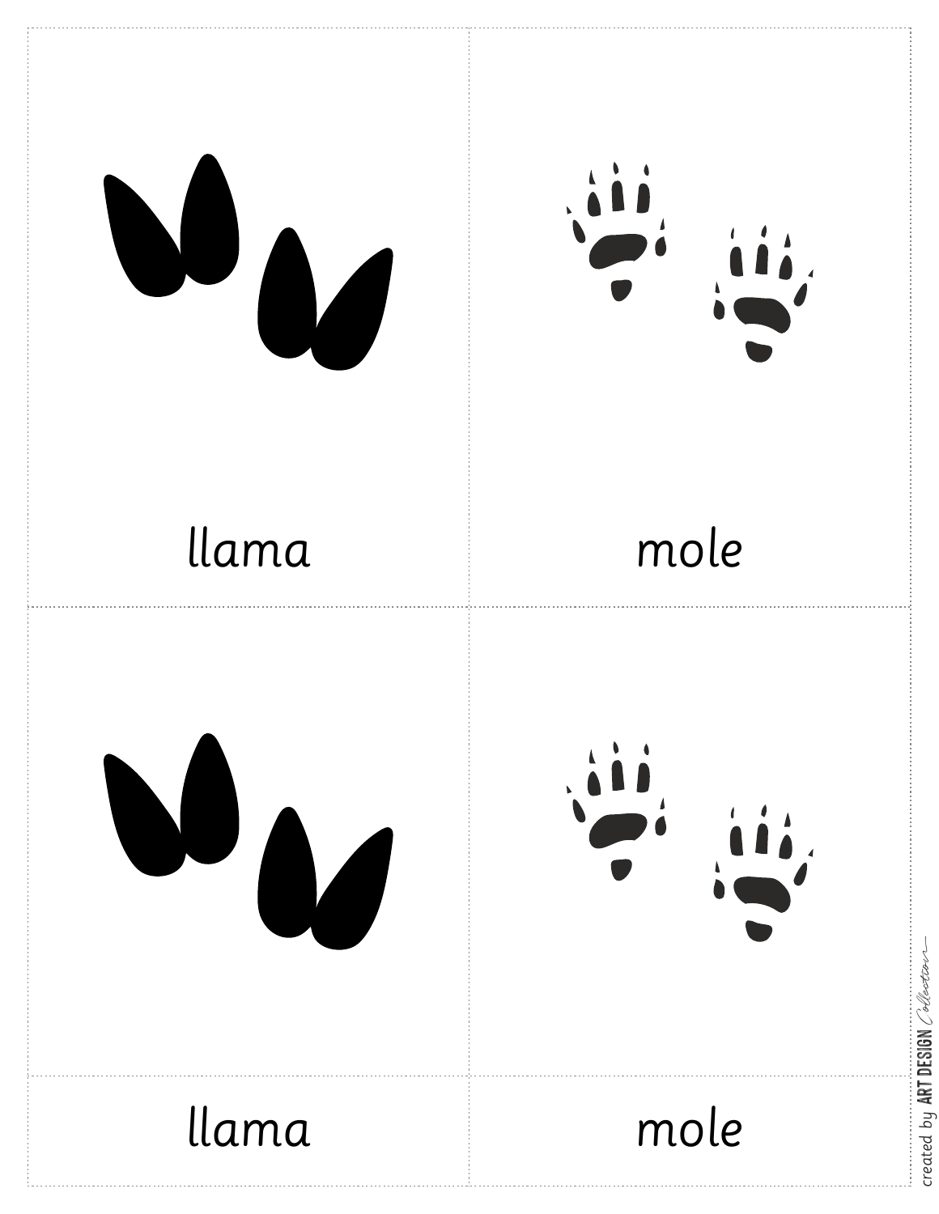llama

mole

llama

mole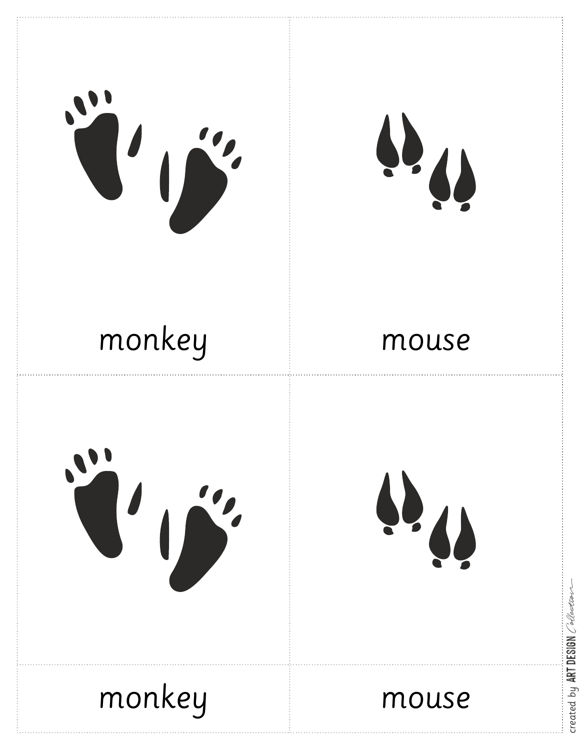monkey

mouse

monkey

mouse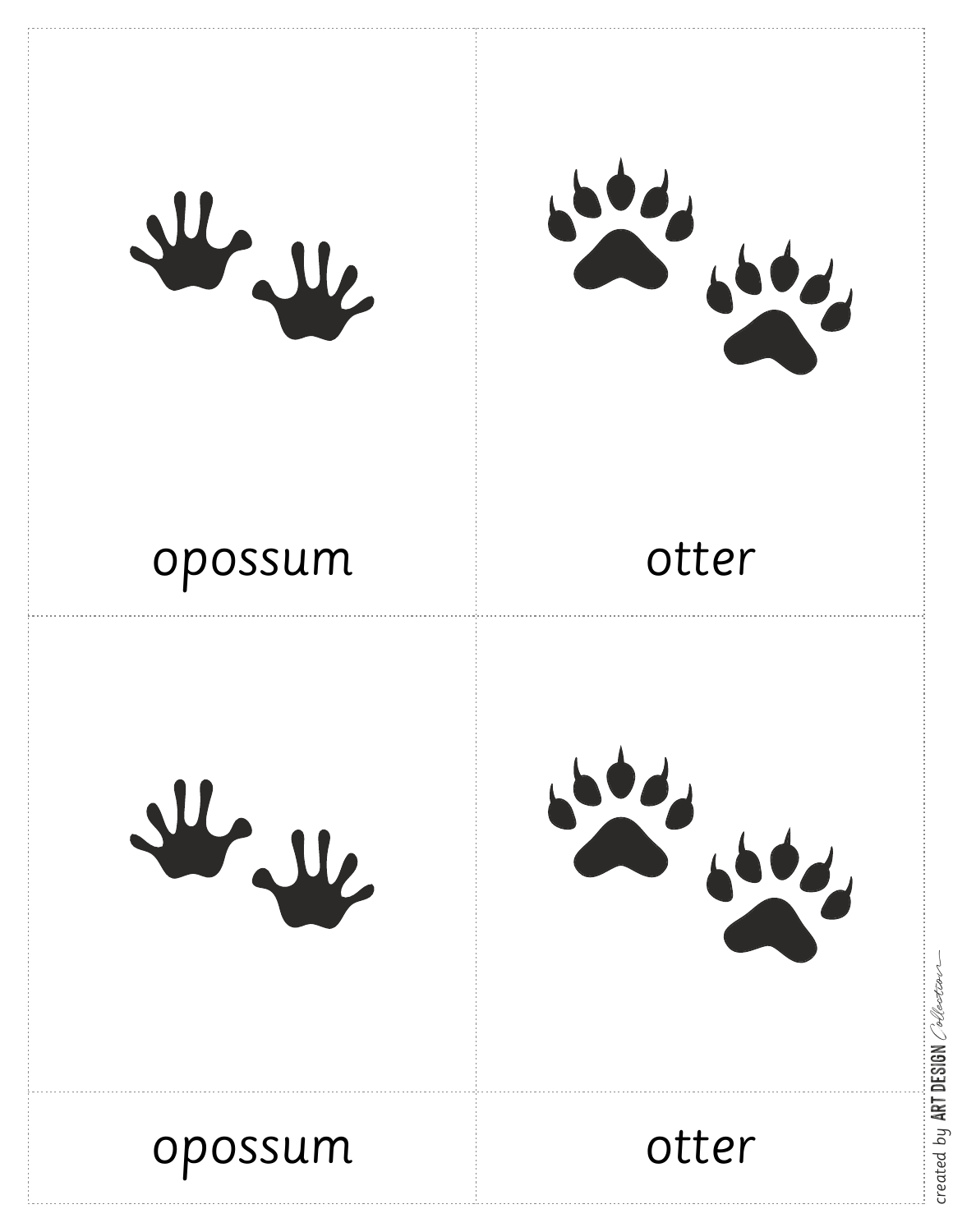opossum

otter

opossum

otter

created by ART DESIGN Collection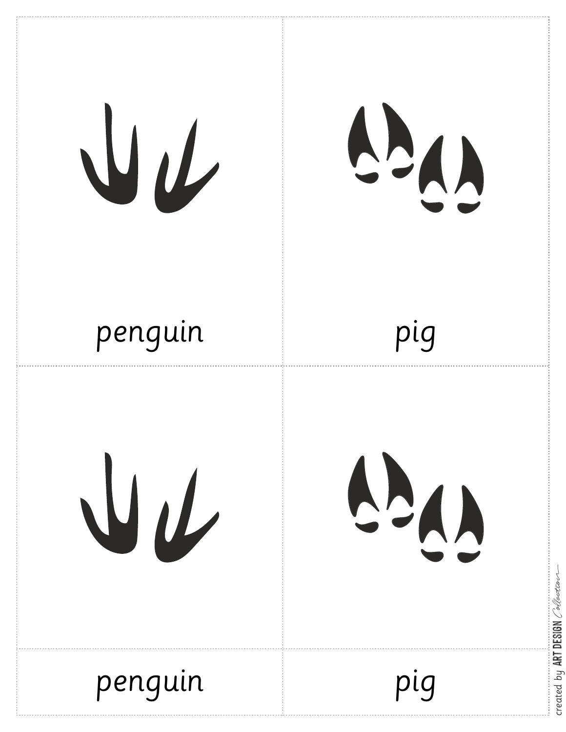penguin

pig

penguin

pig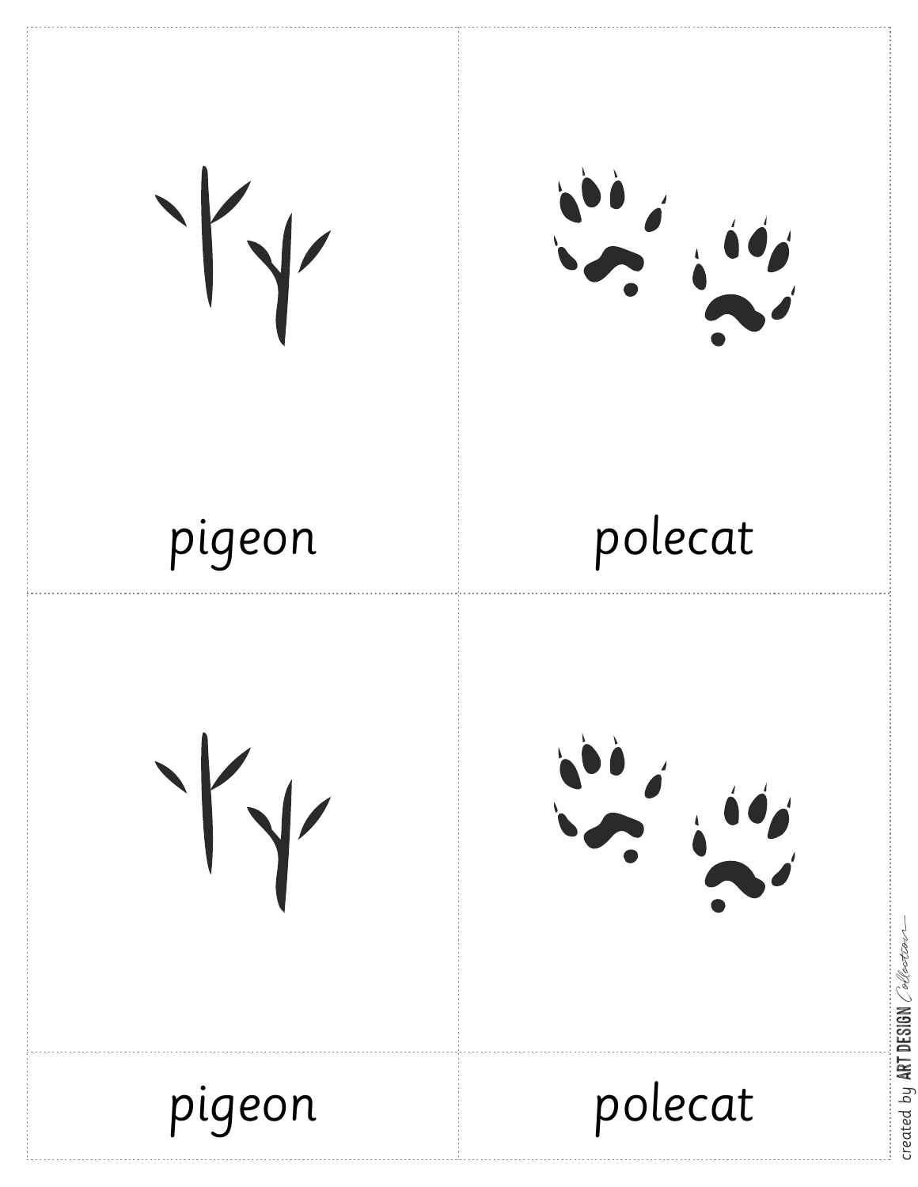pigeon

polecat

pigeon

polecat

pigeon

polecat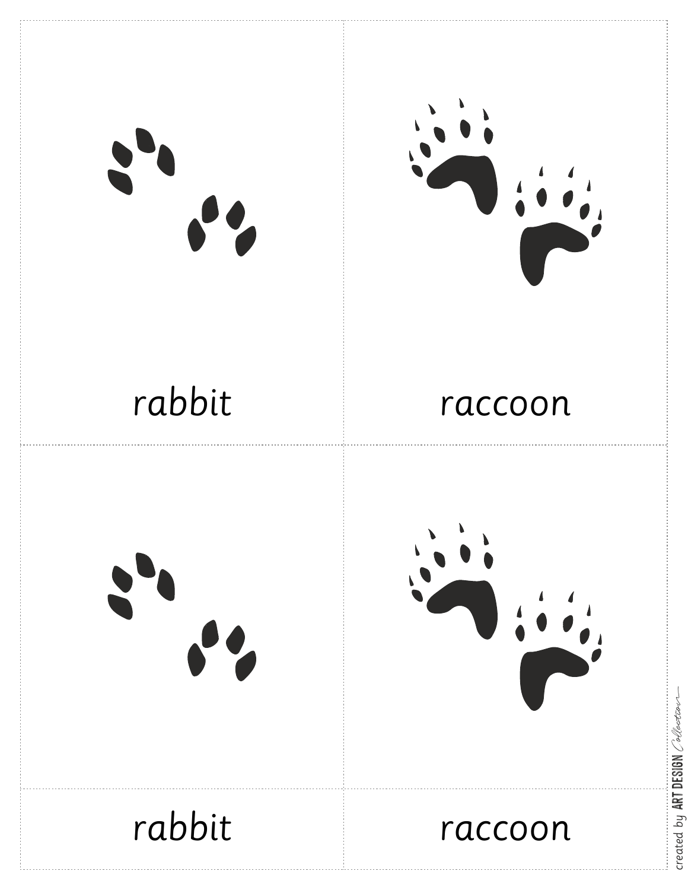rabbit

raccoon

rabbit

raccoon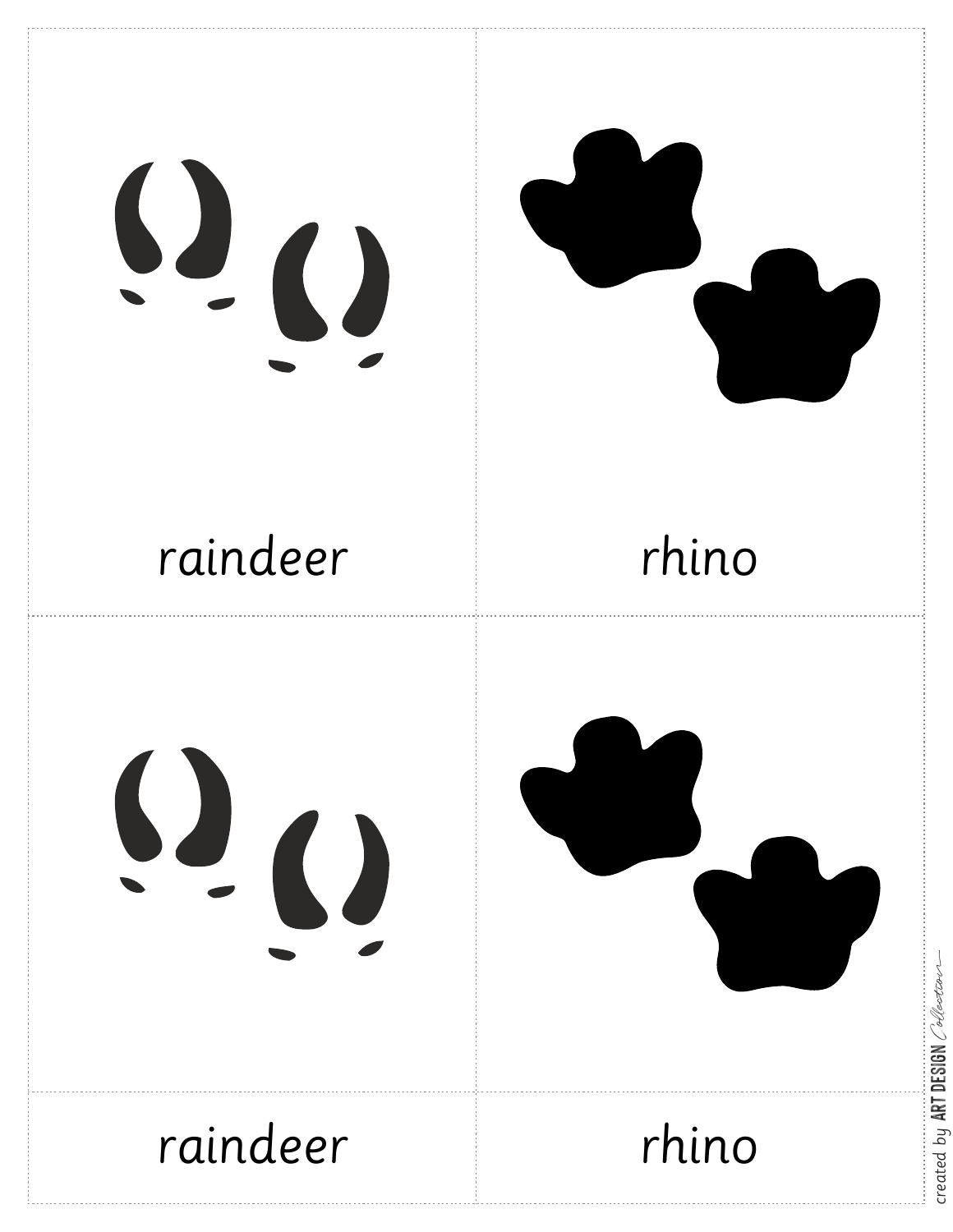raindeer

rhino

raindeer

rhino

created by ART DESIGN Collection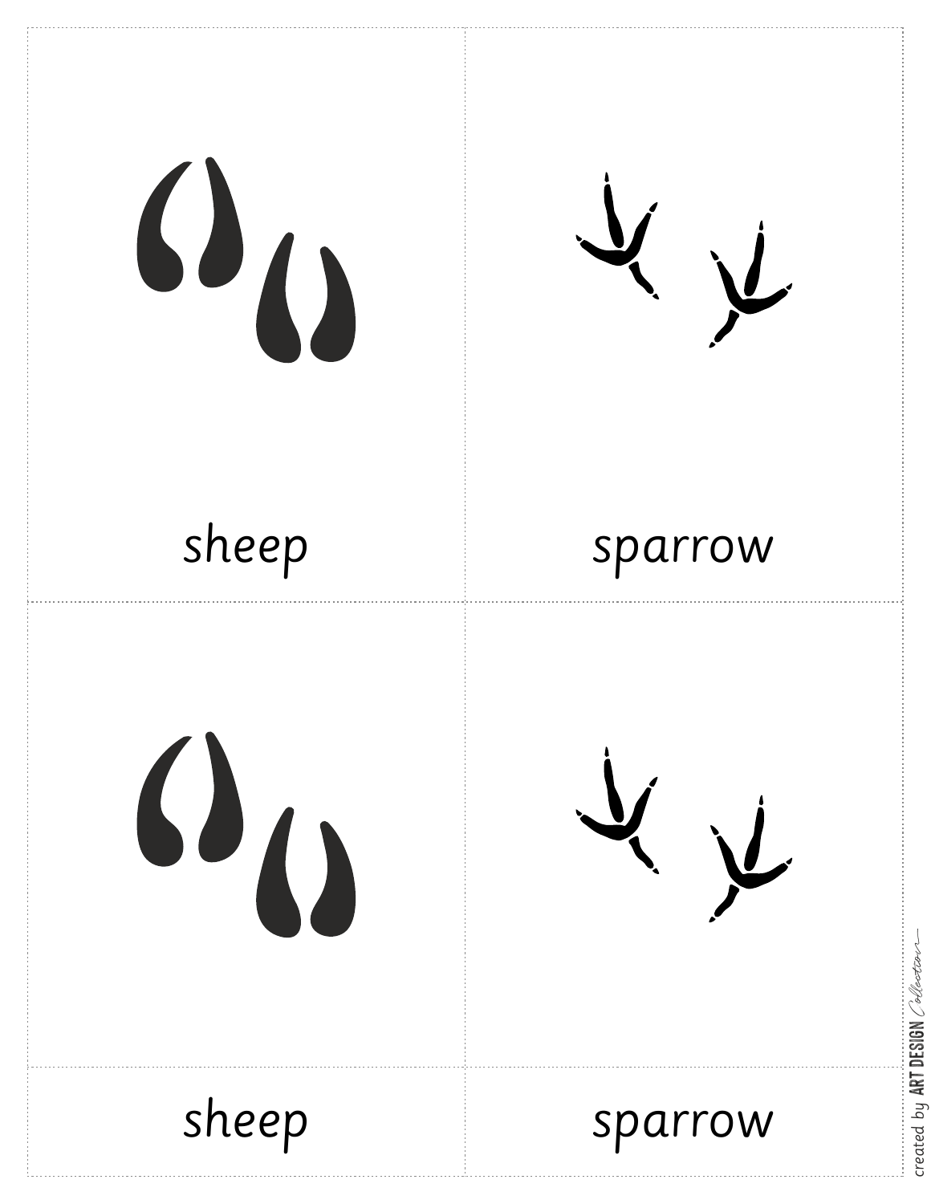sheep

sparrow

sheep

sparrow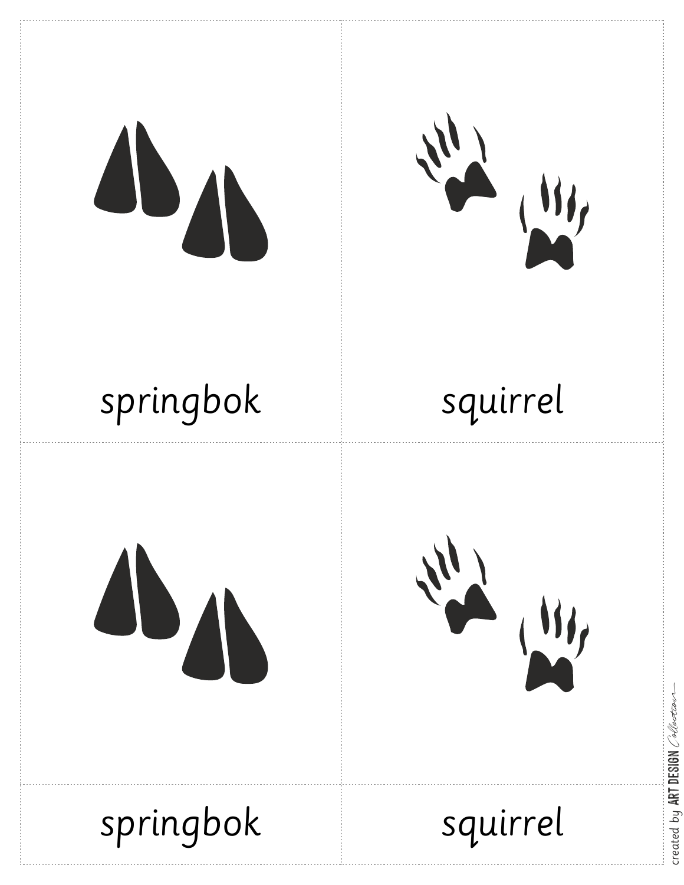springbok

squirrel

springbok

squirrel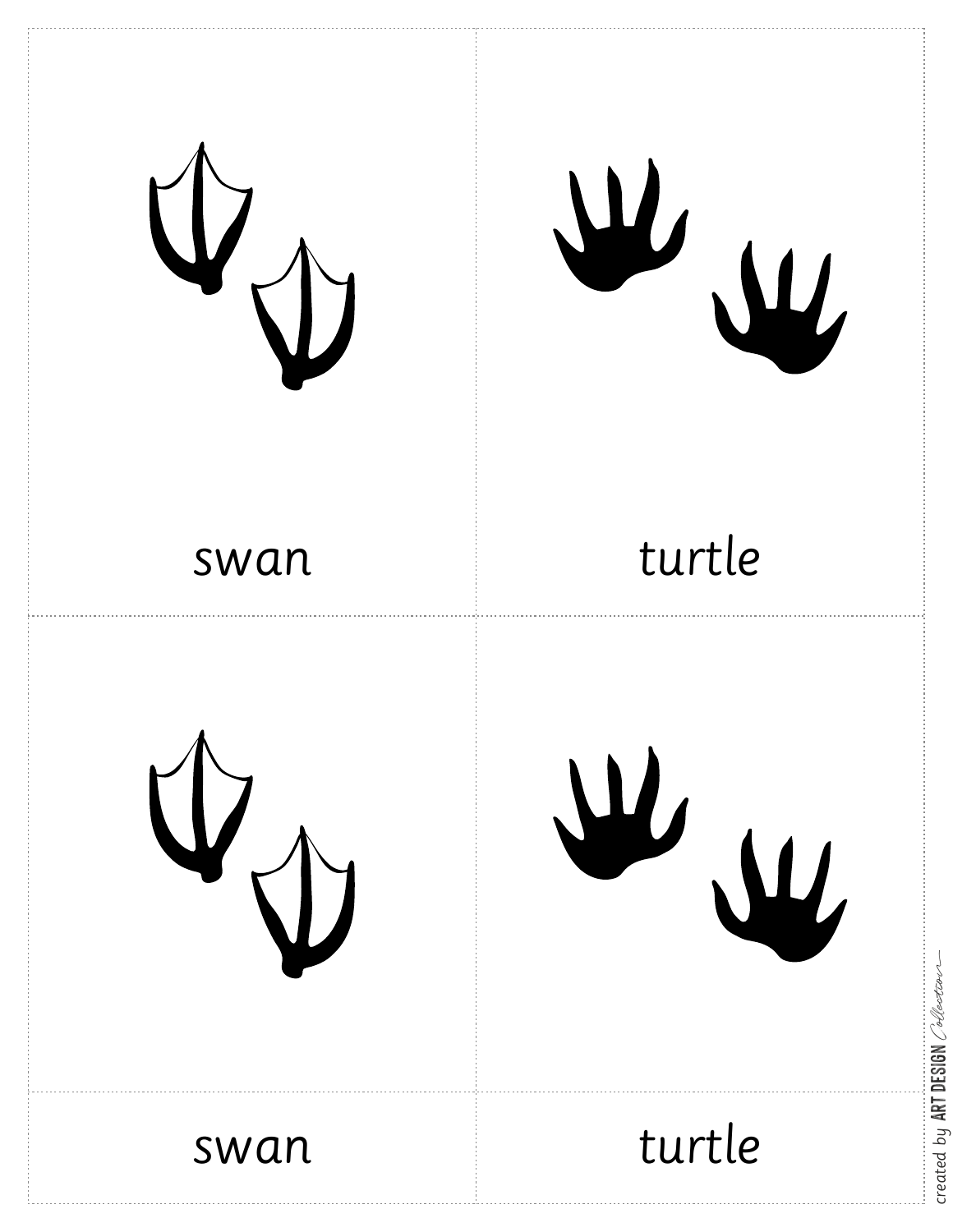swan

turtle

swan

turtle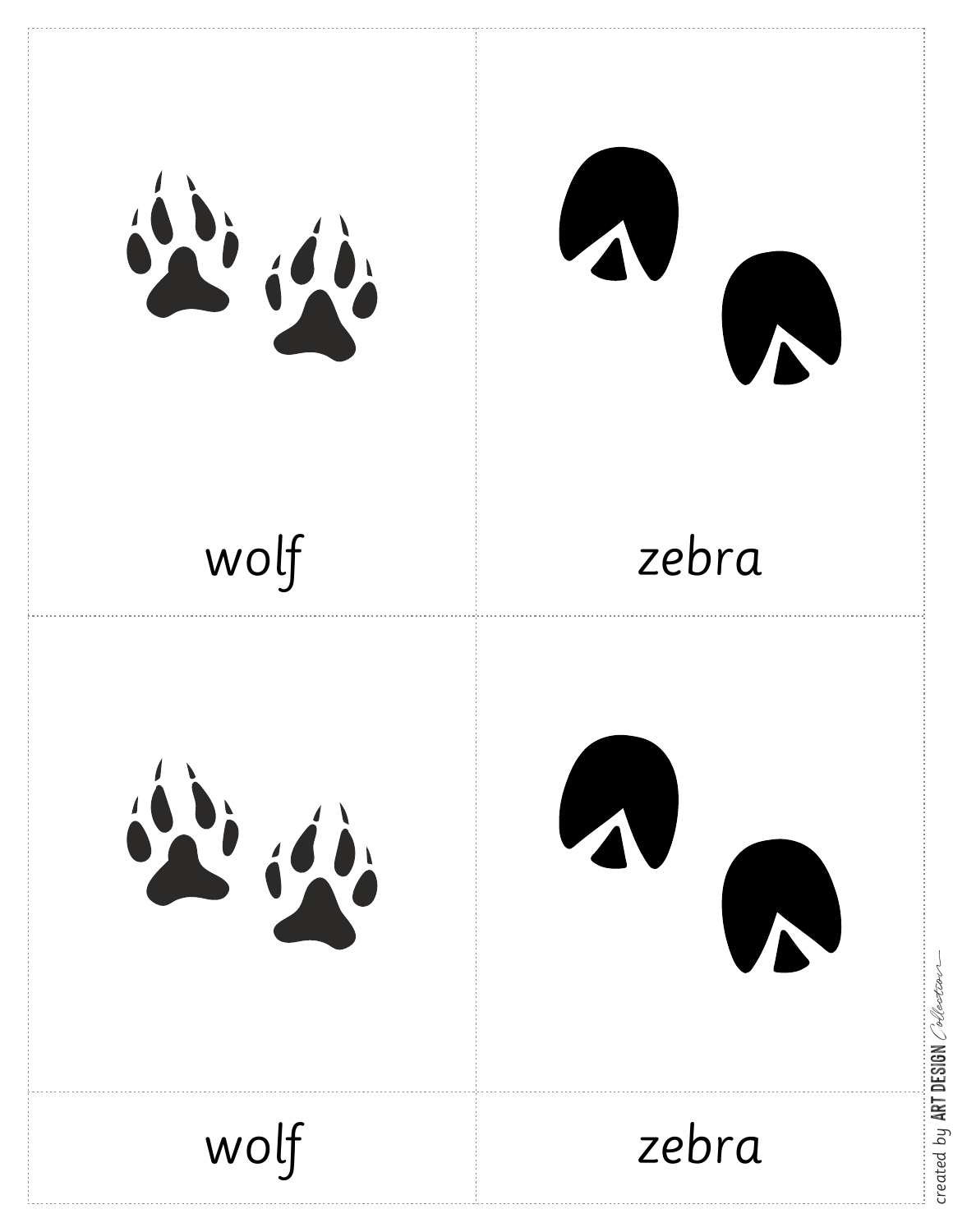wolf

zebra

wolf

zebra

wolf

zebra